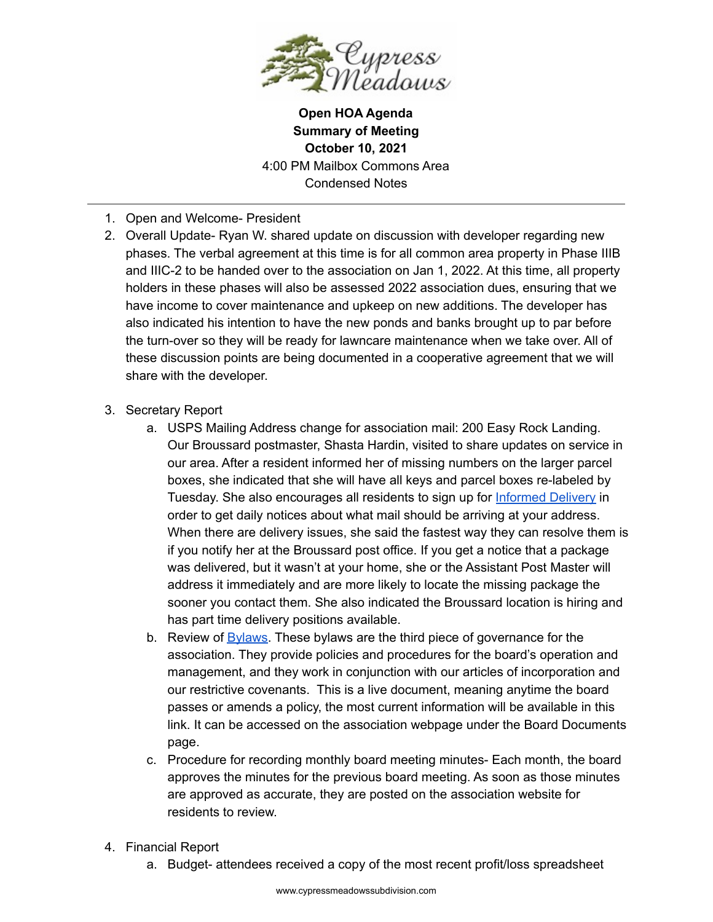**Open HOA Agenda**
**Summary of Meeting**
**October 10, 2021**
4:00 PM Mailbox Commons Area
Condensed Notes

---

1. Open and Welcome- President
2. Overall Update- Ryan W. shared update on discussion with developer regarding new phases. The verbal agreement at this time is for all common area property in Phase IIIB and IIIC-2 to be handed over to the association on Jan 1, 2022. At this time, all property holders in these phases will also be assessed 2022 association dues, ensuring that we have income to cover maintenance and upkeep on new additions. The developer has also indicated his intention to have the new ponds and banks brought up to par before the turn-over so they will be ready for lawncare maintenance when we take over. All of these discussion points are being documented in a cooperative agreement that we will share with the developer.

3. Secretary Report
   a. USPS Mailing Address change for association mail: 200 Easy Rock Landing. Our Broussard postmaster, Shasta Hardin, visited to share updates on service in our area. After a resident informed her of missing numbers on the larger parcel boxes, she indicated that she will have all keys and parcel boxes re-labeled by Tuesday. She also encourages all residents to sign up for Informed Delivery in order to get daily notices about what mail should be arriving at your address. When there are delivery issues, she said the fastest way they can resolve them is if you notify her at the Broussard post office. If you get a notice that a package was delivered, but it wasn't at your home, she or the Assistant Post Master will address it immediately and are more likely to locate the missing package the sooner you contact them. She also indicated the Broussard location is hiring and has part time delivery positions available.
   b. Review of Bylaws. These bylaws are the third piece of governance for the association. They provide policies and procedures for the board's operation and management, and they work in conjunction with our articles of incorporation and our restrictive covenants. This is a live document, meaning anytime the board passes or amends a policy, the most current information will be available in this link. It can be accessed on the association webpage under the Board Documents page.
   c. Procedure for recording monthly board meeting minutes- Each month, the board approves the minutes for the previous board meeting. As soon as those minutes are approved as accurate, they are posted on the association website for residents to review.

4. Financial Report
   a. Budget- attendees received a copy of the most recent profit/loss spreadsheet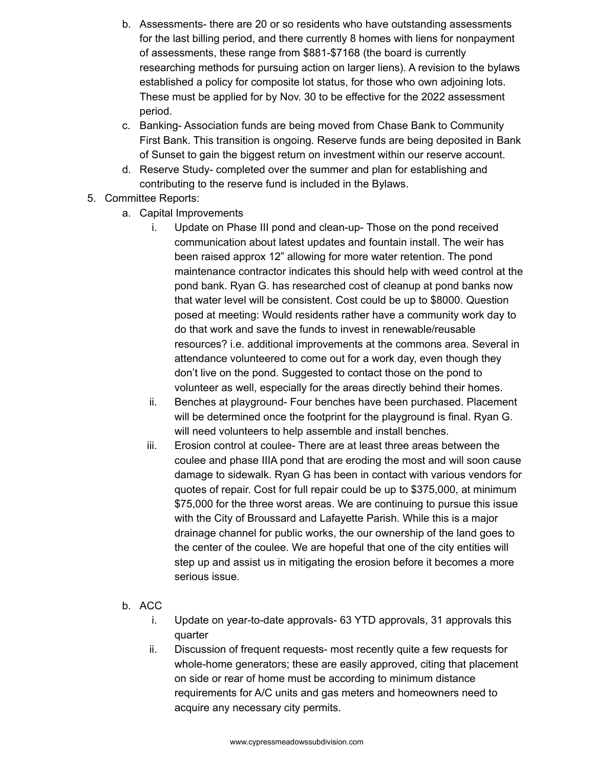b. Assessments- there are 20 or so residents who have outstanding assessments for the last billing period, and there currently 8 homes with liens for nonpayment of assessments, these range from $881-$7168 (the board is currently researching methods for pursuing action on larger liens). A revision to the bylaws established a policy for composite lot status, for those who own adjoining lots. These must be applied for by Nov. 30 to be effective for the 2022 assessment period.

c. Banking- Association funds are being moved from Chase Bank to Community First Bank. This transition is ongoing. Reserve funds are being deposited in Bank of Sunset to gain the biggest return on investment within our reserve account.

d. Reserve Study- completed over the summer and plan for establishing and contributing to the reserve fund is included in the Bylaws.

5. Committee Reports:
   a. Capital Improvements
      i. Update on Phase III pond and clean-up- Those on the pond received communication about latest updates and fountain install. The weir has been raised approx 12" allowing for more water retention. The pond maintenance contractor indicates this should help with weed control at the pond bank. Ryan G. has researched cost of cleanup at pond banks now that water level will be consistent. Cost could be up to $8000. Question posed at meeting: Would residents rather have a community work day to do that work and save the funds to invest in renewable/reusable resources? i.e. additional improvements at the commons area. Several in attendance volunteered to come out for a work day, even though they don't live on the pond. Suggested to contact those on the pond to volunteer as well, especially for the areas directly behind their homes.
      ii. Benches at playground- Four benches have been purchased. Placement will be determined once the footprint for the playground is final. Ryan G. will need volunteers to help assemble and install benches.
      iii. Erosion control at coulee- There are at least three areas between the coulee and phase IIIA pond that are eroding the most and will soon cause damage to sidewalk. Ryan G has been in contact with various vendors for quotes of repair. Cost for full repair could be up to $375,000, at minimum $75,000 for the three worst areas. We are continuing to pursue this issue with the City of Broussard and Lafayette Parish. While this is a major drainage channel for public works, the our ownership of the land goes to the center of the coulee. We are hopeful that one of the city entities will step up and assist us in mitigating the erosion before it becomes a more serious issue.

   b. ACC
      i. Update on year-to-date approvals- 63 YTD approvals, 31 approvals this quarter
      ii. Discussion of frequent requests- most recently quite a few requests for whole-home generators; these are easily approved, citing that placement on side or rear of home must be according to minimum distance requirements for A/C units and gas meters and homeowners need to acquire any necessary city permits.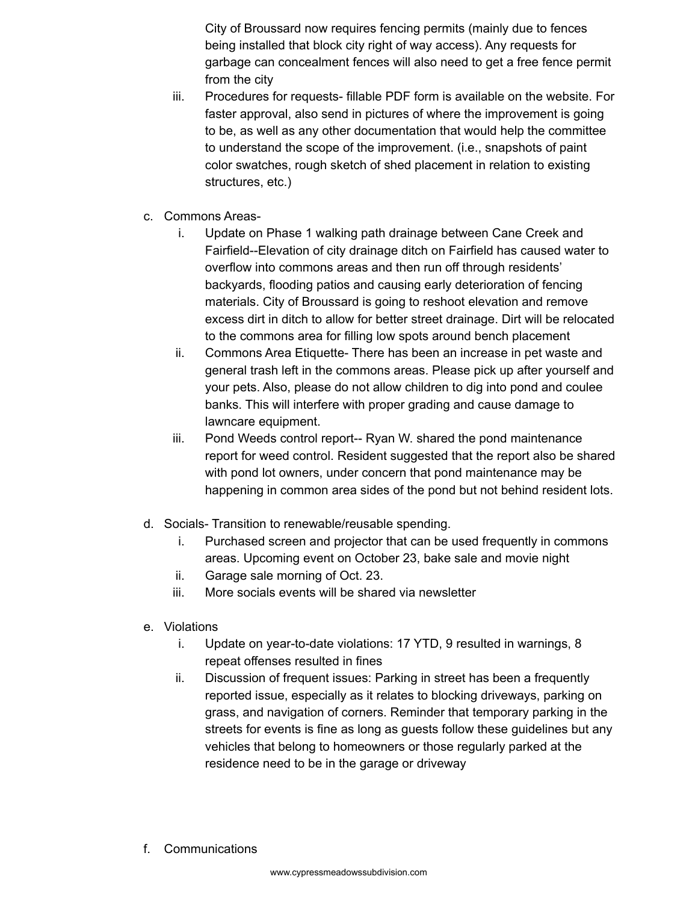City of Broussard now requires fencing permits (mainly due to fences being installed that block city right of way access). Any requests for garbage can concealment fences will also need to get a free fence permit from the city

   iii. Procedures for requests- fillable PDF form is available on the website. For faster approval, also send in pictures of where the improvement is going to be, as well as any other documentation that would help the committee to understand the scope of the improvement. (i.e., snapshots of paint color swatches, rough sketch of shed placement in relation to existing structures, etc.)

c. Commons Areas-
   i. Update on Phase 1 walking path drainage between Cane Creek and Fairfield--Elevation of city drainage ditch on Fairfield has caused water to overflow into commons areas and then run off through residents' backyards, flooding patios and causing early deterioration of fencing materials. City of Broussard is going to reshoot elevation and remove excess dirt in ditch to allow for better street drainage. Dirt will be relocated to the commons area for filling low spots around bench placement
   ii. Commons Area Etiquette- There has been an increase in pet waste and general trash left in the commons areas. Please pick up after yourself and your pets. Also, please do not allow children to dig into pond and coulee banks. This will interfere with proper grading and cause damage to lawncare equipment.
   iii. Pond Weeds control report-- Ryan W. shared the pond maintenance report for weed control. Resident suggested that the report also be shared with pond lot owners, under concern that pond maintenance may be happening in common area sides of the pond but not behind resident lots.

d. Socials- Transition to renewable/reusable spending.
   i. Purchased screen and projector that can be used frequently in commons areas. Upcoming event on October 23, bake sale and movie night
   ii. Garage sale morning of Oct. 23.
   iii. More socials events will be shared via newsletter

e. Violations
   i. Update on year-to-date violations: 17 YTD, 9 resulted in warnings, 8 repeat offenses resulted in fines
   ii. Discussion of frequent issues: Parking in street has been a frequently reported issue, especially as it relates to blocking driveways, parking on grass, and navigation of corners. Reminder that temporary parking in the streets for events is fine as long as guests follow these guidelines but any vehicles that belong to homeowners or those regularly parked at the residence need to be in the garage or driveway

f. Communications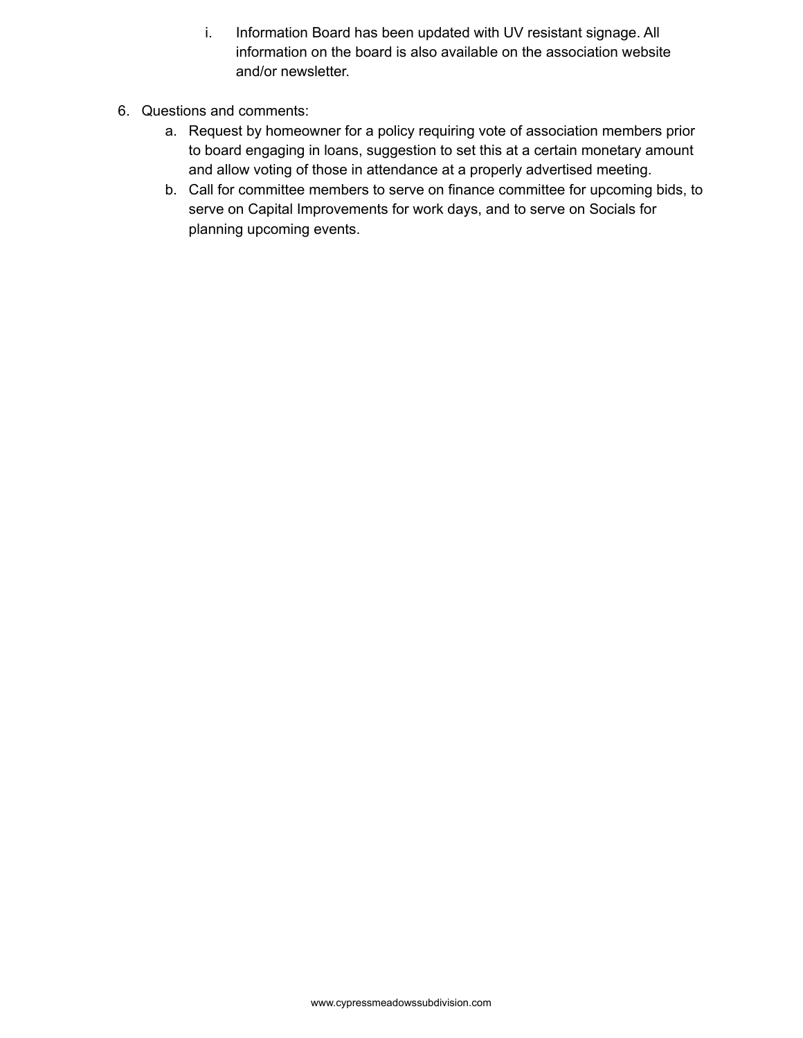i. Information Board has been updated with UV resistant signage. All information on the board is also available on the association website and/or newsletter.

6. Questions and comments:
   a. Request by homeowner for a policy requiring vote of association members prior to board engaging in loans, suggestion to set this at a certain monetary amount and allow voting of those in attendance at a properly advertised meeting.
   b. Call for committee members to serve on finance committee for upcoming bids, to serve on Capital Improvements for work days, and to serve on Socials for planning upcoming events.